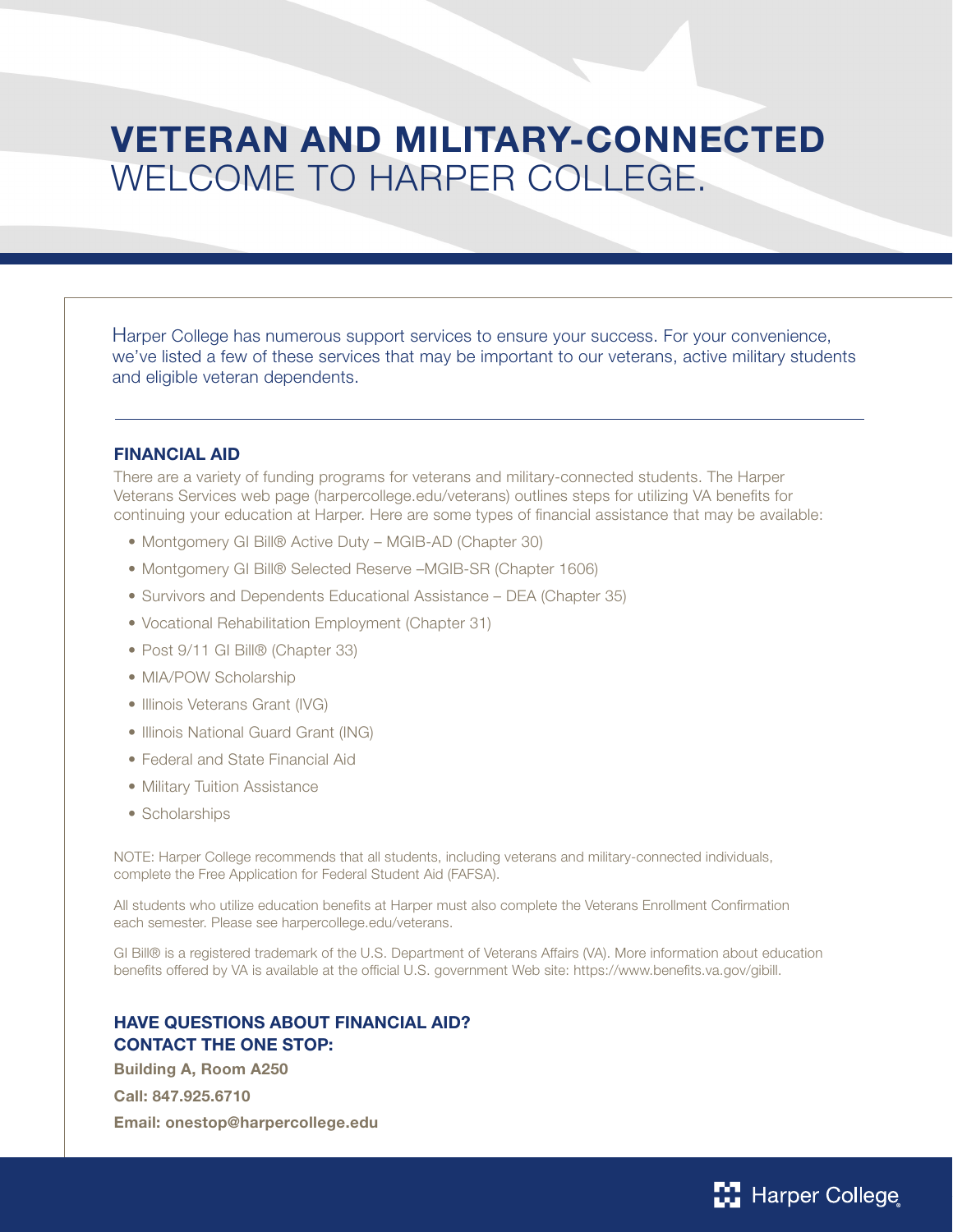# VETERAN AND MILITARY-CONNECTED
WELCOME TO HARPER COLLEGE.

Harper College has numerous support services to ensure your success. For your convenience, we've listed a few of these services that may be important to our veterans, active military students and eligible veteran dependents.

## FINANCIAL AID

There are a variety of funding programs for veterans and military-connected students. The Harper Veterans Services web page (harpercollege.edu/veterans) outlines steps for utilizing VA benefits for continuing your education at Harper. Here are some types of financial assistance that may be available:

- Montgomery GI Bill® Active Duty – MGIB-AD (Chapter 30)
- Montgomery GI Bill® Selected Reserve –MGIB-SR (Chapter 1606)
- Survivors and Dependents Educational Assistance – DEA (Chapter 35)
- Vocational Rehabilitation Employment (Chapter 31)
- Post 9/11 GI Bill® (Chapter 33)
- MIA/POW Scholarship
- Illinois Veterans Grant (IVG)
- Illinois National Guard Grant (ING)
- Federal and State Financial Aid
- Military Tuition Assistance
- Scholarships

NOTE: Harper College recommends that all students, including veterans and military-connected individuals, complete the Free Application for Federal Student Aid (FAFSA).

All students who utilize education benefits at Harper must also complete the Veterans Enrollment Confirmation each semester. Please see harpercollege.edu/veterans.

GI Bill® is a registered trademark of the U.S. Department of Veterans Affairs (VA). More information about education benefits offered by VA is available at the official U.S. government Web site: https://www.benefits.va.gov/gibill.

### HAVE QUESTIONS ABOUT FINANCIAL AID? CONTACT THE ONE STOP:

**Building A, Room A250**

**Call: 847.925.6710**

**Email: onestop@harpercollege.edu**

Harper College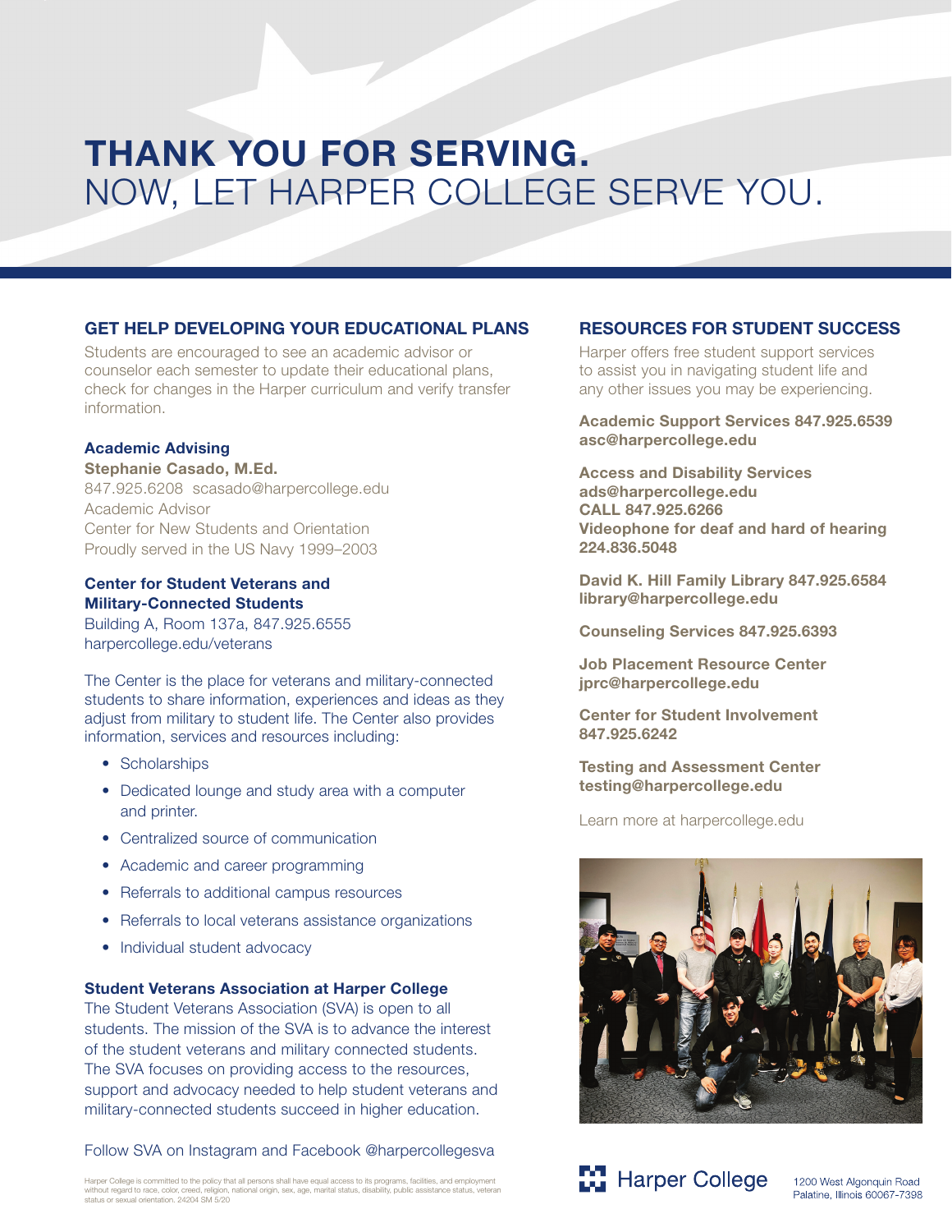# THANK YOU FOR SERVING.
# NOW, LET HARPER COLLEGE SERVE YOU.

## GET HELP DEVELOPING YOUR EDUCATIONAL PLANS

Students are encouraged to see an academic advisor or counselor each semester to update their educational plans, check for changes in the Harper curriculum and verify transfer information.

### Academic Advising

**Stephanie Casado, M.Ed.**
847.925.6208 scasado@harpercollege.edu
Academic Advisor
Center for New Students and Orientation
Proudly served in the US Navy 1999–2003

### Center for Student Veterans and Military-Connected Students

Building A, Room 137a, 847.925.6555
harpercollege.edu/veterans

The Center is the place for veterans and military-connected students to share information, experiences and ideas as they adjust from military to student life. The Center also provides information, services and resources including:

- Scholarships
- Dedicated lounge and study area with a computer and printer.
- Centralized source of communication
- Academic and career programming
- Referrals to additional campus resources
- Referrals to local veterans assistance organizations
- Individual student advocacy

### Student Veterans Association at Harper College

The Student Veterans Association (SVA) is open to all students. The mission of the SVA is to advance the interest of the student veterans and military connected students. The SVA focuses on providing access to the resources, support and advocacy needed to help student veterans and military-connected students succeed in higher education.

Follow SVA on Instagram and Facebook @harpercollegesva

## RESOURCES FOR STUDENT SUCCESS

Harper offers free student support services to assist you in navigating student life and any other issues you may be experiencing.

**Academic Support Services 847.925.6539**
**asc@harpercollege.edu**

**Access and Disability Services**
**ads@harpercollege.edu**
**CALL 847.925.6266**
**Videophone for deaf and hard of hearing 224.836.5048**

**David K. Hill Family Library 847.925.6584**
**library@harpercollege.edu**

**Counseling Services 847.925.6393**

**Job Placement Resource Center**
**jprc@harpercollege.edu**

**Center for Student Involvement**
**847.925.6242**

**Testing and Assessment Center**
**testing@harpercollege.edu**

Learn more at harpercollege.edu

Harper College is committed to the policy that all persons shall have equal access to its programs, facilities, and employment without regard to race, color, creed, religion, national origin, sex, age, marital status, disability, public assistance status, veteran status or sexual orientation. 24204 SM 5/20

Harper College
1200 West Algonquin Road
Palatine, Illinois 60067-7398